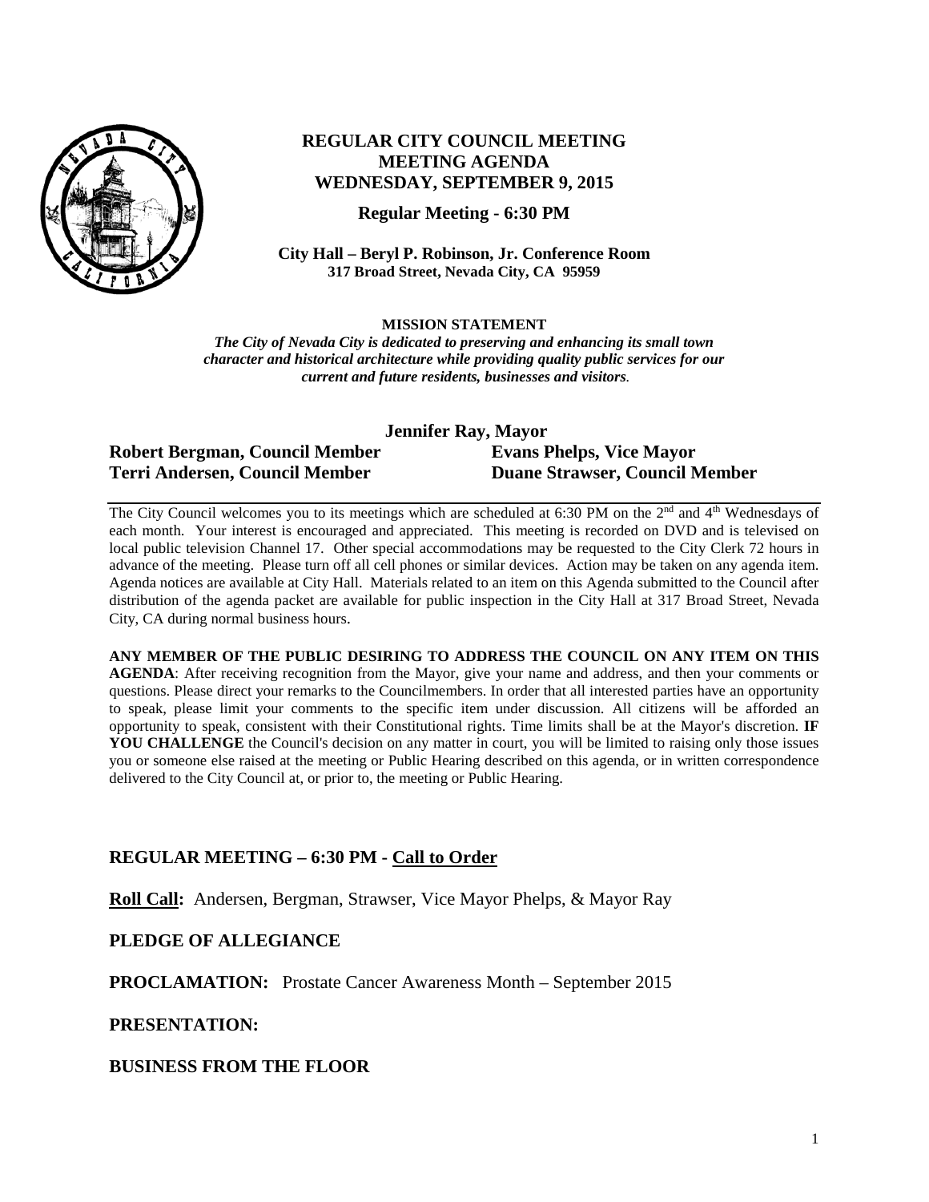# REGULAR CITY COUNCIL MEETING
## MEETING AGENDA
## WEDNESDAY, SEPTEMBER 9, 2015

**Regular Meeting - 6:30 PM**

**City Hall – Beryl P. Robinson, Jr. Conference Room**
**317 Broad Street, Nevada City, CA 95959**

**MISSION STATEMENT**

***The City of Nevada City is dedicated to preserving and enhancing its small town character and historical architecture while providing quality public services for our current and future residents, businesses and visitors.***

**Jennifer Ray, Mayor**

**Robert Bergman, Council Member** | **Evans Phelps, Vice Mayor**

**Terri Andersen, Council Member** | **Duane Strawser, Council Member**

---

The City Council welcomes you to its meetings which are scheduled at 6:30 PM on the 2nd and 4th Wednesdays of each month. Your interest is encouraged and appreciated. This meeting is recorded on DVD and is televised on local public television Channel 17. Other special accommodations may be requested to the City Clerk 72 hours in advance of the meeting. Please turn off all cell phones or similar devices. Action may be taken on any agenda item. Agenda notices are available at City Hall. Materials related to an item on this Agenda submitted to the Council after distribution of the agenda packet are available for public inspection in the City Hall at 317 Broad Street, Nevada City, CA during normal business hours.

**ANY MEMBER OF THE PUBLIC DESIRING TO ADDRESS THE COUNCIL ON ANY ITEM ON THIS AGENDA**: After receiving recognition from the Mayor, give your name and address, and then your comments or questions. Please direct your remarks to the Councilmembers. In order that all interested parties have an opportunity to speak, please limit your comments to the specific item under discussion. All citizens will be afforded an opportunity to speak, consistent with their Constitutional rights. Time limits shall be at the Mayor's discretion. **IF YOU CHALLENGE** the Council's decision on any matter in court, you will be limited to raising only those issues you or someone else raised at the meeting or Public Hearing described on this agenda, or in written correspondence delivered to the City Council at, or prior to, the meeting or Public Hearing.

## REGULAR MEETING – 6:30 PM - Call to Order

**Roll Call:** Andersen, Bergman, Strawser, Vice Mayor Phelps, & Mayor Ray

## PLEDGE OF ALLEGIANCE

**PROCLAMATION:** Prostate Cancer Awareness Month – September 2015

## PRESENTATION:

## BUSINESS FROM THE FLOOR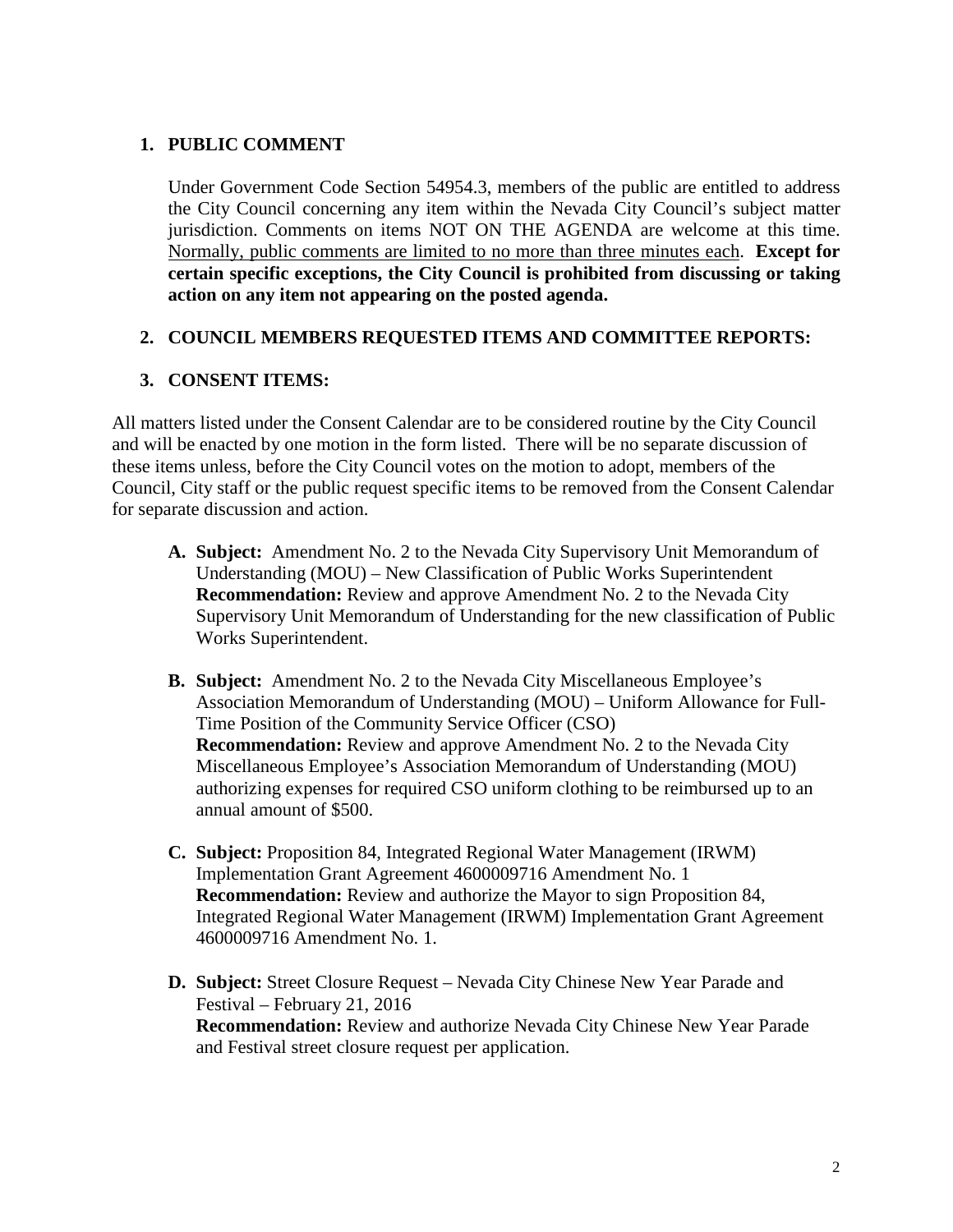## 1. PUBLIC COMMENT

Under Government Code Section 54954.3, members of the public are entitled to address the City Council concerning any item within the Nevada City Council's subject matter jurisdiction. Comments on items NOT ON THE AGENDA are welcome at this time. Normally, public comments are limited to no more than three minutes each. **Except for certain specific exceptions, the City Council is prohibited from discussing or taking action on any item not appearing on the posted agenda.**

## 2. COUNCIL MEMBERS REQUESTED ITEMS AND COMMITTEE REPORTS:

## 3. CONSENT ITEMS:

All matters listed under the Consent Calendar are to be considered routine by the City Council and will be enacted by one motion in the form listed. There will be no separate discussion of these items unless, before the City Council votes on the motion to adopt, members of the Council, City staff or the public request specific items to be removed from the Consent Calendar for separate discussion and action.

**A. Subject:** Amendment No. 2 to the Nevada City Supervisory Unit Memorandum of Understanding (MOU) – New Classification of Public Works Superintendent
**Recommendation:** Review and approve Amendment No. 2 to the Nevada City Supervisory Unit Memorandum of Understanding for the new classification of Public Works Superintendent.

**B. Subject:** Amendment No. 2 to the Nevada City Miscellaneous Employee's Association Memorandum of Understanding (MOU) – Uniform Allowance for Full-Time Position of the Community Service Officer (CSO)
**Recommendation:** Review and approve Amendment No. 2 to the Nevada City Miscellaneous Employee's Association Memorandum of Understanding (MOU) authorizing expenses for required CSO uniform clothing to be reimbursed up to an annual amount of $500.

**C. Subject:** Proposition 84, Integrated Regional Water Management (IRWM) Implementation Grant Agreement 4600009716 Amendment No. 1
**Recommendation:** Review and authorize the Mayor to sign Proposition 84, Integrated Regional Water Management (IRWM) Implementation Grant Agreement 4600009716 Amendment No. 1.

**D. Subject:** Street Closure Request – Nevada City Chinese New Year Parade and Festival – February 21, 2016
**Recommendation:** Review and authorize Nevada City Chinese New Year Parade and Festival street closure request per application.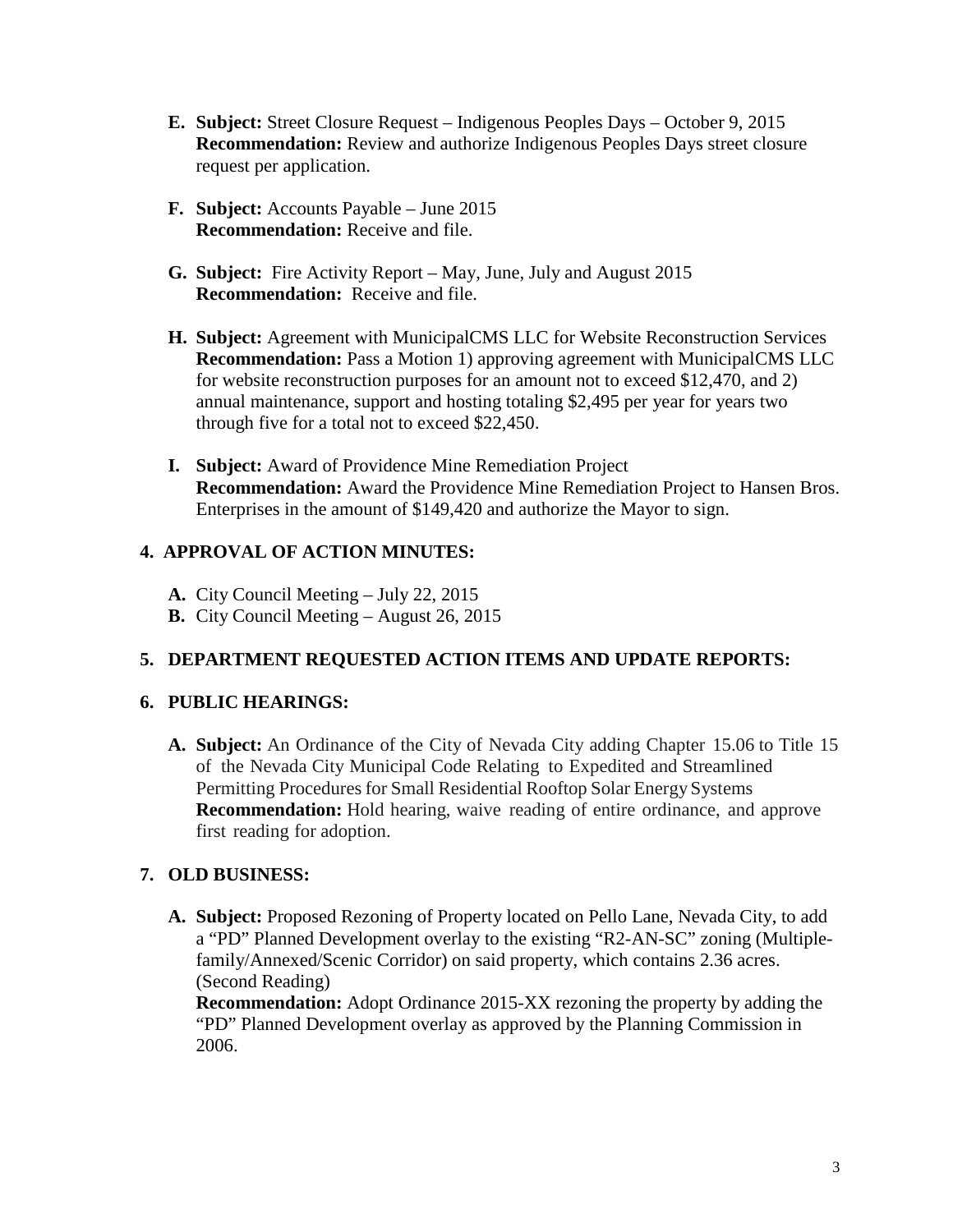E. **Subject:** Street Closure Request – Indigenous Peoples Days – October 9, 2015
   **Recommendation:** Review and authorize Indigenous Peoples Days street closure request per application.

F. **Subject:** Accounts Payable – June 2015
   **Recommendation:** Receive and file.

G. **Subject:** Fire Activity Report – May, June, July and August 2015
   **Recommendation:** Receive and file.

H. **Subject:** Agreement with MunicipalCMS LLC for Website Reconstruction Services
   **Recommendation:** Pass a Motion 1) approving agreement with MunicipalCMS LLC for website reconstruction purposes for an amount not to exceed $12,470, and 2) annual maintenance, support and hosting totaling $2,495 per year for years two through five for a total not to exceed $22,450.

I. **Subject:** Award of Providence Mine Remediation Project
   **Recommendation:** Award the Providence Mine Remediation Project to Hansen Bros. Enterprises in the amount of $149,420 and authorize the Mayor to sign.

## 4. APPROVAL OF ACTION MINUTES:

**A.** City Council Meeting – July 22, 2015
**B.** City Council Meeting – August 26, 2015

## 5. DEPARTMENT REQUESTED ACTION ITEMS AND UPDATE REPORTS:

## 6. PUBLIC HEARINGS:

**A. Subject:** An Ordinance of the City of Nevada City adding Chapter 15.06 to Title 15 of the Nevada City Municipal Code Relating to Expedited and Streamlined Permitting Procedures for Small Residential Rooftop Solar Energy Systems
**Recommendation:** Hold hearing, waive reading of entire ordinance, and approve first reading for adoption.

## 7. OLD BUSINESS:

**A. Subject:** Proposed Rezoning of Property located on Pello Lane, Nevada City, to add a "PD" Planned Development overlay to the existing "R2-AN-SC" zoning (Multiple-family/Annexed/Scenic Corridor) on said property, which contains 2.36 acres. (Second Reading)
**Recommendation:** Adopt Ordinance 2015-XX rezoning the property by adding the "PD" Planned Development overlay as approved by the Planning Commission in 2006.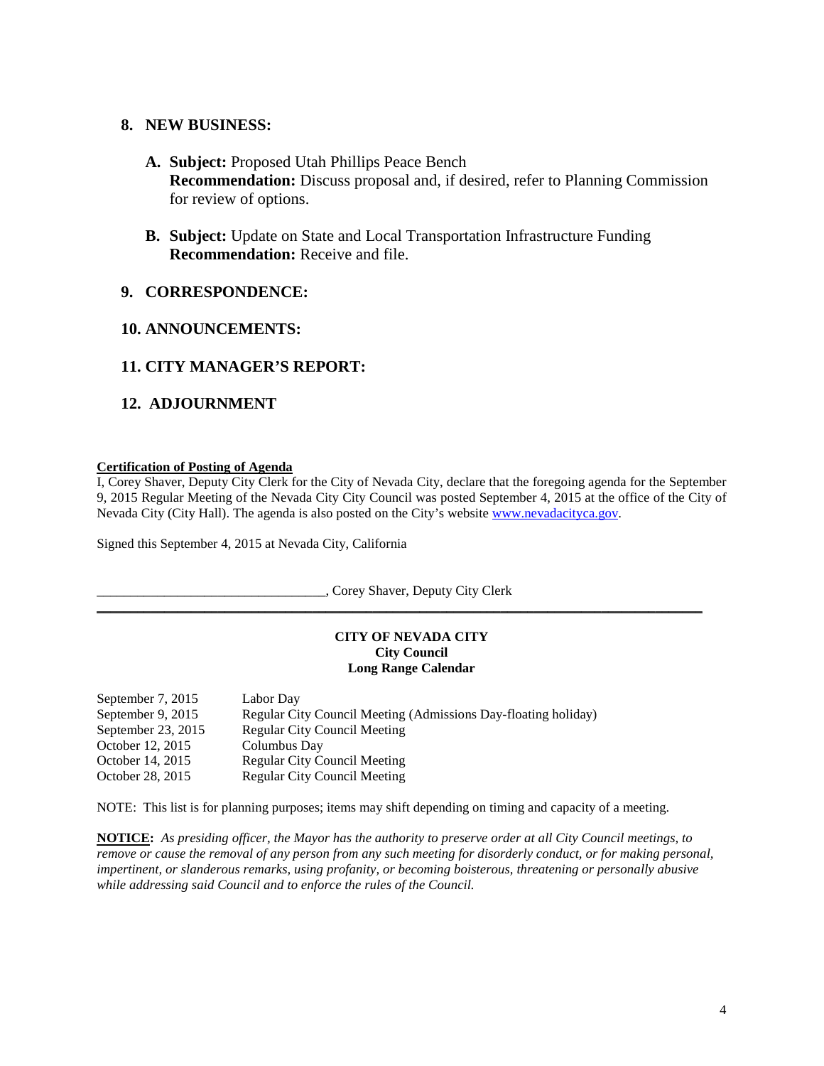## 8. NEW BUSINESS:

**A. Subject:** Proposed Utah Phillips Peace Bench
**Recommendation:** Discuss proposal and, if desired, refer to Planning Commission for review of options.

**B. Subject:** Update on State and Local Transportation Infrastructure Funding
**Recommendation:** Receive and file.

## 9. CORRESPONDENCE:

## 10. ANNOUNCEMENTS:

## 11. CITY MANAGER'S REPORT:

## 12. ADJOURNMENT

**Certification of Posting of Agenda**

I, Corey Shaver, Deputy City Clerk for the City of Nevada City, declare that the foregoing agenda for the September 9, 2015 Regular Meeting of the Nevada City City Council was posted September 4, 2015 at the office of the City of Nevada City (City Hall). The agenda is also posted on the City's website www.nevadacityca.gov.

Signed this September 4, 2015 at Nevada City, California

_________________________________, Corey Shaver, Deputy City Clerk

---

**CITY OF NEVADA CITY**
**City Council**
**Long Range Calendar**

| | |
|---|---|
| September 7, 2015 | Labor Day |
| September 9, 2015 | Regular City Council Meeting (Admissions Day-floating holiday) |
| September 23, 2015 | Regular City Council Meeting |
| October 12, 2015 | Columbus Day |
| October 14, 2015 | Regular City Council Meeting |
| October 28, 2015 | Regular City Council Meeting |

NOTE: This list is for planning purposes; items may shift depending on timing and capacity of a meeting.

**NOTICE:** *As presiding officer, the Mayor has the authority to preserve order at all City Council meetings, to remove or cause the removal of any person from any such meeting for disorderly conduct, or for making personal, impertinent, or slanderous remarks, using profanity, or becoming boisterous, threatening or personally abusive while addressing said Council and to enforce the rules of the Council.*